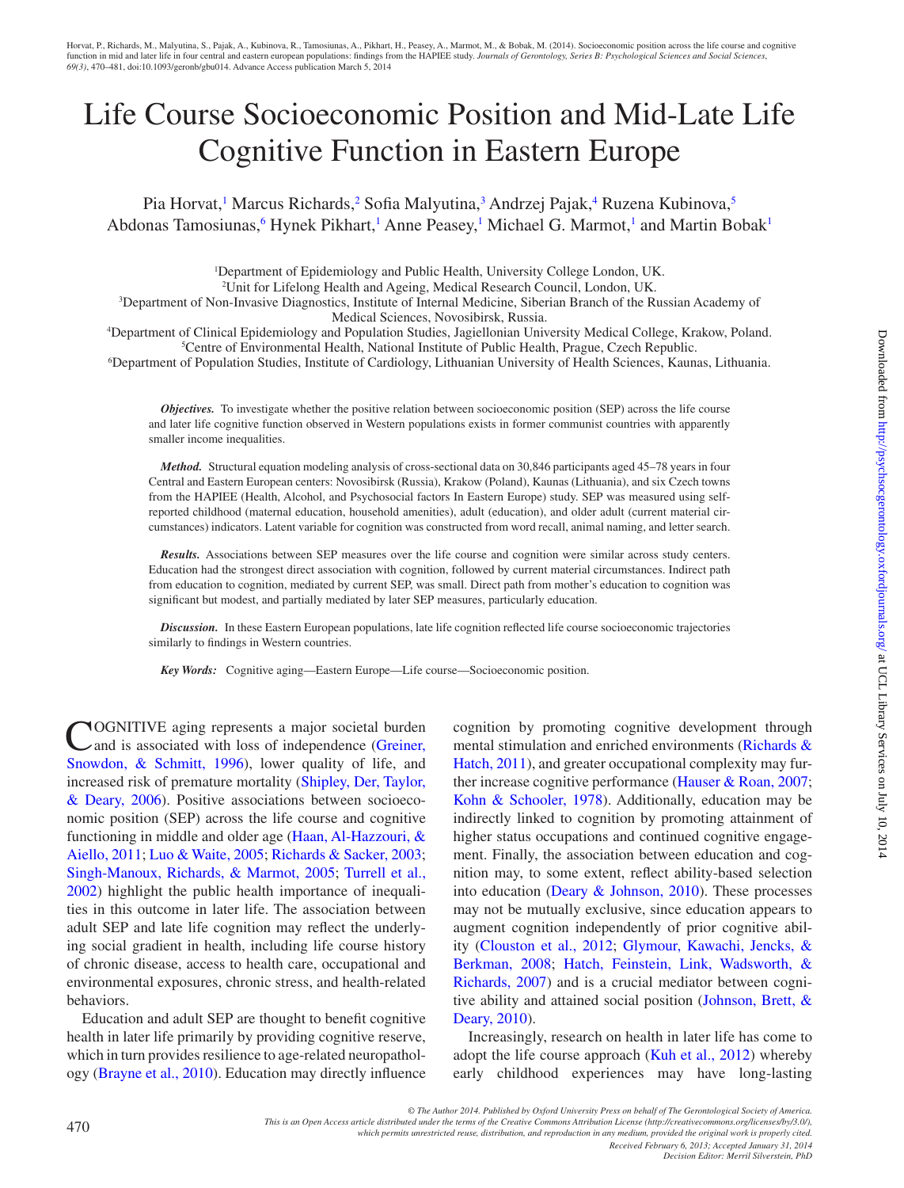# Life Course Socioeconomic Position and Mid-Late Life Cognitive Function in Eastern Europe

Pia Horvat,[1] Marcus Richards,[2] Sofia Malyutina,[3] Andrzej Pajak,[4] Ruzena Kubinova,[5] Abdonas Tamosiunas,[6] Hynek Pikhart,[1] Anne Peasey,[1] Michael G. Marmot,[1] and Martin Bobak[1]

[1]Department of Epidemiology and Public Health, University College London, UK.
[2]Unit for Lifelong Health and Ageing, Medical Research Council, London, UK.
[3]Department of Non-Invasive Diagnostics, Institute of Internal Medicine, Siberian Branch of the Russian Academy of Medical Sciences, Novosibirsk, Russia.
[4]Department of Clinical Epidemiology and Population Studies, Jagiellonian University Medical College, Krakow, Poland.
[5]Centre of Environmental Health, National Institute of Public Health, Prague, Czech Republic.
[6]Department of Population Studies, Institute of Cardiology, Lithuanian University of Health Sciences, Kaunas, Lithuania.

***Objectives.*** To investigate whether the positive relation between socioeconomic position (SEP) across the life course and later life cognitive function observed in Western populations exists in former communist countries with apparently smaller income inequalities.

***Method.*** Structural equation modeling analysis of cross-sectional data on 30,846 participants aged 45–78 years in four Central and Eastern European centers: Novosibirsk (Russia), Krakow (Poland), Kaunas (Lithuania), and six Czech towns from the HAPIEE (Health, Alcohol, and Psychosocial factors In Eastern Europe) study. SEP was measured using self-reported childhood (maternal education, household amenities), adult (education), and older adult (current material circumstances) indicators. Latent variable for cognition was constructed from word recall, animal naming, and letter search.

***Results.*** Associations between SEP measures over the life course and cognition were similar across study centers. Education had the strongest direct association with cognition, followed by current material circumstances. Indirect path from education to cognition, mediated by current SEP, was small. Direct path from mother's education to cognition was significant but modest, and partially mediated by later SEP measures, particularly education.

***Discussion.*** In these Eastern European populations, late life cognition reflected life course socioeconomic trajectories similarly to findings in Western countries.

***Key Words:*** Cognitive aging—Eastern Europe—Life course—Socioeconomic position.

COGNITIVE aging represents a major societal burden and is associated with loss of independence (Greiner, Snowdon, & Schmitt, 1996), lower quality of life, and increased risk of premature mortality (Shipley, Der, Taylor, & Deary, 2006). Positive associations between socioeconomic position (SEP) across the life course and cognitive functioning in middle and older age (Haan, Al-Hazzouri, & Aiello, 2011; Luo & Waite, 2005; Richards & Sacker, 2003; Singh-Manoux, Richards, & Marmot, 2005; Turrell et al., 2002) highlight the public health importance of inequalities in this outcome in later life. The association between adult SEP and late life cognition may reflect the underlying social gradient in health, including life course history of chronic disease, access to health care, occupational and environmental exposures, chronic stress, and health-related behaviors.

Education and adult SEP are thought to benefit cognitive health in later life primarily by providing cognitive reserve, which in turn provides resilience to age-related neuropathology (Brayne et al., 2010). Education may directly influence cognition by promoting cognitive development through mental stimulation and enriched environments (Richards & Hatch, 2011), and greater occupational complexity may further increase cognitive performance (Hauser & Roan, 2007; Kohn & Schooler, 1978). Additionally, education may be indirectly linked to cognition by promoting attainment of higher status occupations and continued cognitive engagement. Finally, the association between education and cognition may, to some extent, reflect ability-based selection into education (Deary & Johnson, 2010). These processes may not be mutually exclusive, since education appears to augment cognition independently of prior cognitive ability (Clouston et al., 2012; Glymour, Kawachi, Jencks, & Berkman, 2008; Hatch, Feinstein, Link, Wadsworth, & Richards, 2007) and is a crucial mediator between cognitive ability and attained social position (Johnson, Brett, & Deary, 2010).

Increasingly, research on health in later life has come to adopt the life course approach (Kuh et al., 2012) whereby early childhood experiences may have long-lasting

© The Author 2014. Published by Oxford University Press on behalf of The Gerontological Society of America.
This is an Open Access article distributed under the terms of the Creative Commons Attribution License (http://creativecommons.org/licenses/by/3.0/), which permits unrestricted reuse, distribution, and reproduction in any medium, provided the original work is properly cited.
Received February 6, 2013; Accepted January 31, 2014
Decision Editor: Merril Silverstein, PhD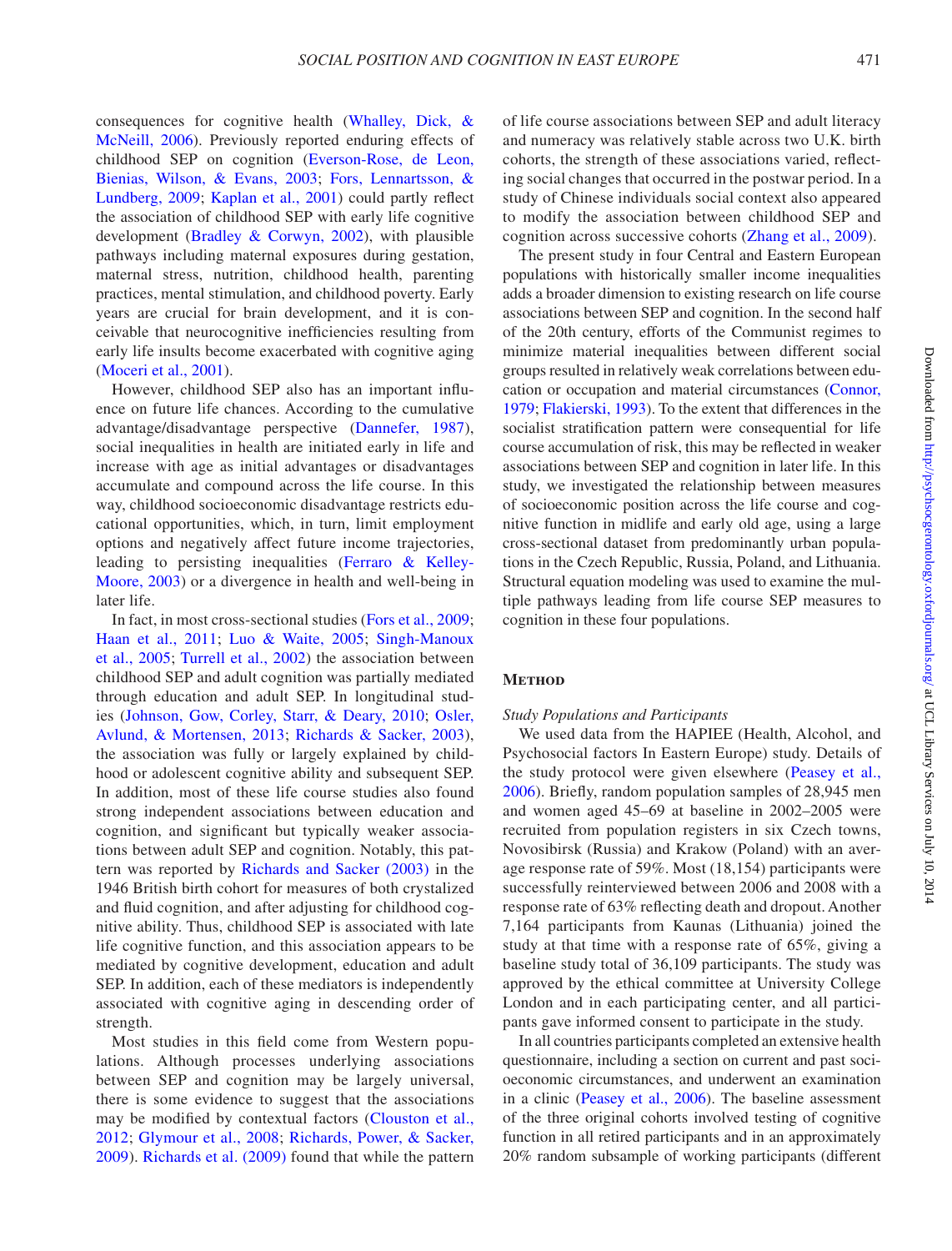consequences for cognitive health (Whalley, Dick, & McNeill, 2006). Previously reported enduring effects of childhood SEP on cognition (Everson-Rose, de Leon, Bienias, Wilson, & Evans, 2003; Fors, Lennartsson, & Lundberg, 2009; Kaplan et al., 2001) could partly reflect the association of childhood SEP with early life cognitive development (Bradley & Corwyn, 2002), with plausible pathways including maternal exposures during gestation, maternal stress, nutrition, childhood health, parenting practices, mental stimulation, and childhood poverty. Early years are crucial for brain development, and it is conceivable that neurocognitive inefficiencies resulting from early life insults become exacerbated with cognitive aging (Moceri et al., 2001).

However, childhood SEP also has an important influence on future life chances. According to the cumulative advantage/disadvantage perspective (Dannefer, 1987), social inequalities in health are initiated early in life and increase with age as initial advantages or disadvantages accumulate and compound across the life course. In this way, childhood socioeconomic disadvantage restricts educational opportunities, which, in turn, limit employment options and negatively affect future income trajectories, leading to persisting inequalities (Ferraro & Kelley-Moore, 2003) or a divergence in health and well-being in later life.

In fact, in most cross-sectional studies (Fors et al., 2009; Haan et al., 2011; Luo & Waite, 2005; Singh-Manoux et al., 2005; Turrell et al., 2002) the association between childhood SEP and adult cognition was partially mediated through education and adult SEP. In longitudinal studies (Johnson, Gow, Corley, Starr, & Deary, 2010; Osler, Avlund, & Mortensen, 2013; Richards & Sacker, 2003), the association was fully or largely explained by childhood or adolescent cognitive ability and subsequent SEP. In addition, most of these life course studies also found strong independent associations between education and cognition, and significant but typically weaker associations between adult SEP and cognition. Notably, this pattern was reported by Richards and Sacker (2003) in the 1946 British birth cohort for measures of both crystalized and fluid cognition, and after adjusting for childhood cognitive ability. Thus, childhood SEP is associated with late life cognitive function, and this association appears to be mediated by cognitive development, education and adult SEP. In addition, each of these mediators is independently associated with cognitive aging in descending order of strength.

Most studies in this field come from Western populations. Although processes underlying associations between SEP and cognition may be largely universal, there is some evidence to suggest that the associations may be modified by contextual factors (Clouston et al., 2012; Glymour et al., 2008; Richards, Power, & Sacker, 2009). Richards et al. (2009) found that while the pattern of life course associations between SEP and adult literacy and numeracy was relatively stable across two U.K. birth cohorts, the strength of these associations varied, reflecting social changes that occurred in the postwar period. In a study of Chinese individuals social context also appeared to modify the association between childhood SEP and cognition across successive cohorts (Zhang et al., 2009).

The present study in four Central and Eastern European populations with historically smaller income inequalities adds a broader dimension to existing research on life course associations between SEP and cognition. In the second half of the 20th century, efforts of the Communist regimes to minimize material inequalities between different social groups resulted in relatively weak correlations between education or occupation and material circumstances (Connor, 1979; Flakierski, 1993). To the extent that differences in the socialist stratification pattern were consequential for life course accumulation of risk, this may be reflected in weaker associations between SEP and cognition in later life. In this study, we investigated the relationship between measures of socioeconomic position across the life course and cognitive function in midlife and early old age, using a large cross-sectional dataset from predominantly urban populations in the Czech Republic, Russia, Poland, and Lithuania. Structural equation modeling was used to examine the multiple pathways leading from life course SEP measures to cognition in these four populations.

## Method

### *Study Populations and Participants*

We used data from the HAPIEE (Health, Alcohol, and Psychosocial factors In Eastern Europe) study. Details of the study protocol were given elsewhere (Peasey et al., 2006). Briefly, random population samples of 28,945 men and women aged 45–69 at baseline in 2002–2005 were recruited from population registers in six Czech towns, Novosibirsk (Russia) and Krakow (Poland) with an average response rate of 59%. Most (18,154) participants were successfully reinterviewed between 2006 and 2008 with a response rate of 63% reflecting death and dropout. Another 7,164 participants from Kaunas (Lithuania) joined the study at that time with a response rate of 65%, giving a baseline study total of 36,109 participants. The study was approved by the ethical committee at University College London and in each participating center, and all participants gave informed consent to participate in the study.

In all countries participants completed an extensive health questionnaire, including a section on current and past socioeconomic circumstances, and underwent an examination in a clinic (Peasey et al., 2006). The baseline assessment of the three original cohorts involved testing of cognitive function in all retired participants and in an approximately 20% random subsample of working participants (different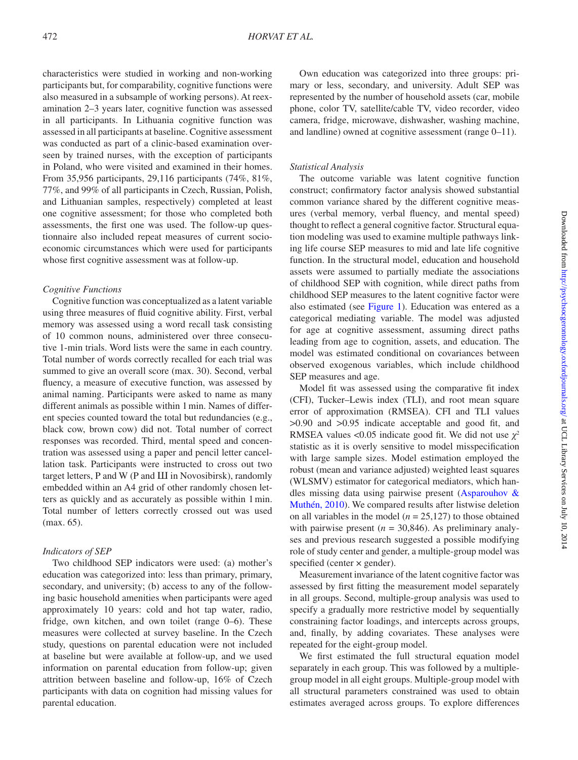characteristics were studied in working and non-working participants but, for comparability, cognitive functions were also measured in a subsample of working persons). At reexamination 2–3 years later, cognitive function was assessed in all participants. In Lithuania cognitive function was assessed in all participants at baseline. Cognitive assessment was conducted as part of a clinic-based examination overseen by trained nurses, with the exception of participants in Poland, who were visited and examined in their homes. From 35,956 participants, 29,116 participants (74%, 81%, 77%, and 99% of all participants in Czech, Russian, Polish, and Lithuanian samples, respectively) completed at least one cognitive assessment; for those who completed both assessments, the first one was used. The follow-up questionnaire also included repeat measures of current socioeconomic circumstances which were used for participants whose first cognitive assessment was at follow-up.

### *Cognitive Functions*

Cognitive function was conceptualized as a latent variable using three measures of fluid cognitive ability. First, verbal memory was assessed using a word recall task consisting of 10 common nouns, administered over three consecutive 1-min trials. Word lists were the same in each country. Total number of words correctly recalled for each trial was summed to give an overall score (max. 30). Second, verbal fluency, a measure of executive function, was assessed by animal naming. Participants were asked to name as many different animals as possible within 1 min. Names of different species counted toward the total but redundancies (e.g., black cow, brown cow) did not. Total number of correct responses was recorded. Third, mental speed and concentration was assessed using a paper and pencil letter cancellation task. Participants were instructed to cross out two target letters, P and W (P and Ш in Novosibirsk), randomly embedded within an A4 grid of other randomly chosen letters as quickly and as accurately as possible within 1 min. Total number of letters correctly crossed out was used (max. 65).

### *Indicators of SEP*

Two childhood SEP indicators were used: (a) mother's education was categorized into: less than primary, primary, secondary, and university; (b) access to any of the following basic household amenities when participants were aged approximately 10 years: cold and hot tap water, radio, fridge, own kitchen, and own toilet (range 0–6). These measures were collected at survey baseline. In the Czech study, questions on parental education were not included at baseline but were available at follow-up, and we used information on parental education from follow-up; given attrition between baseline and follow-up, 16% of Czech participants with data on cognition had missing values for parental education.

Own education was categorized into three groups: primary or less, secondary, and university. Adult SEP was represented by the number of household assets (car, mobile phone, color TV, satellite/cable TV, video recorder, video camera, fridge, microwave, dishwasher, washing machine, and landline) owned at cognitive assessment (range 0–11).

### *Statistical Analysis*

The outcome variable was latent cognitive function construct; confirmatory factor analysis showed substantial common variance shared by the different cognitive measures (verbal memory, verbal fluency, and mental speed) thought to reflect a general cognitive factor. Structural equation modeling was used to examine multiple pathways linking life course SEP measures to mid and late life cognitive function. In the structural model, education and household assets were assumed to partially mediate the associations of childhood SEP with cognition, while direct paths from childhood SEP measures to the latent cognitive factor were also estimated (see Figure 1). Education was entered as a categorical mediating variable. The model was adjusted for age at cognitive assessment, assuming direct paths leading from age to cognition, assets, and education. The model was estimated conditional on covariances between observed exogenous variables, which include childhood SEP measures and age.

Model fit was assessed using the comparative fit index (CFI), Tucker–Lewis index (TLI), and root mean square error of approximation (RMSEA). CFI and TLI values >0.90 and >0.95 indicate acceptable and good fit, and RMSEA values <0.05 indicate good fit. We did not use $\chi^2$ statistic as it is overly sensitive to model misspecification with large sample sizes. Model estimation employed the robust (mean and variance adjusted) weighted least squares (WLSMV) estimator for categorical mediators, which handles missing data using pairwise present (Asparouhov & Muthén, 2010). We compared results after listwise deletion on all variables in the model ($n$ = 25,127) to those obtained with pairwise present ($n$ = 30,846). As preliminary analyses and previous research suggested a possible modifying role of study center and gender, a multiple-group model was specified (center × gender).

Measurement invariance of the latent cognitive factor was assessed by first fitting the measurement model separately in all groups. Second, multiple-group analysis was used to specify a gradually more restrictive model by sequentially constraining factor loadings, and intercepts across groups, and, finally, by adding covariates. These analyses were repeated for the eight-group model.

We first estimated the full structural equation model separately in each group. This was followed by a multiple-group model in all eight groups. Multiple-group model with all structural parameters constrained was used to obtain estimates averaged across groups. To explore differences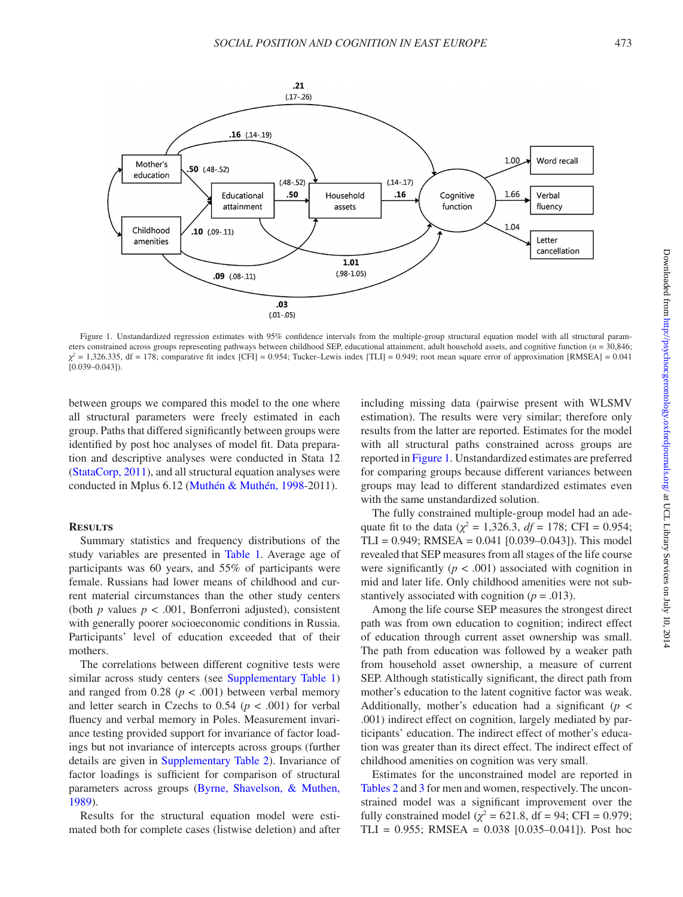Figure 1. Unstandardized regression estimates with 95% confidence intervals from the multiple-group structural equation model with all structural parameters constrained across groups representing pathways between childhood SEP, educational attainment, adult household assets, and cognitive function ($n$ = 30,846; $\chi^2$ = 1,326.335, df = 178; comparative fit index [CFI] = 0.954; Tucker–Lewis index [TLI] = 0.949; root mean square error of approximation [RMSEA] = 0.041 [0.039–0.043]).

between groups we compared this model to the one where all structural parameters were freely estimated in each group. Paths that differed significantly between groups were identified by post hoc analyses of model fit. Data preparation and descriptive analyses were conducted in Stata 12 (StataCorp, 2011), and all structural equation analyses were conducted in Mplus 6.12 (Muthén & Muthén, 1998-2011).

## Results

Summary statistics and frequency distributions of the study variables are presented in Table 1. Average age of participants was 60 years, and 55% of participants were female. Russians had lower means of childhood and current material circumstances than the other study centers (both $p$ values $p < .001$, Bonferroni adjusted), consistent with generally poorer socioeconomic conditions in Russia. Participants' level of education exceeded that of their mothers.

The correlations between different cognitive tests were similar across study centers (see Supplementary Table 1) and ranged from 0.28 ($p < .001$) between verbal memory and letter search in Czechs to 0.54 ($p < .001$) for verbal fluency and verbal memory in Poles. Measurement invariance testing provided support for invariance of factor loadings but not invariance of intercepts across groups (further details are given in Supplementary Table 2). Invariance of factor loadings is sufficient for comparison of structural parameters across groups (Byrne, Shavelson, & Muthen, 1989).

Results for the structural equation model were estimated both for complete cases (listwise deletion) and after including missing data (pairwise present with WLSMV estimation). The results were very similar; therefore only results from the latter are reported. Estimates for the model with all structural paths constrained across groups are reported in Figure 1. Unstandardized estimates are preferred for comparing groups because different variances between groups may lead to different standardized estimates even with the same unstandardized solution.

The fully constrained multiple-group model had an adequate fit to the data ($\chi^2$ = 1,326.3, $df$ = 178; CFI = 0.954; TLI = 0.949; RMSEA = 0.041 [0.039–0.043]). This model revealed that SEP measures from all stages of the life course were significantly ($p < .001$) associated with cognition in mid and later life. Only childhood amenities were not substantively associated with cognition ($p$ = .013).

Among the life course SEP measures the strongest direct path was from own education to cognition; indirect effect of education through current asset ownership was small. The path from education was followed by a weaker path from household asset ownership, a measure of current SEP. Although statistically significant, the direct path from mother's education to the latent cognitive factor was weak. Additionally, mother's education had a significant ($p < .001$) indirect effect on cognition, largely mediated by participants' education. The indirect effect of mother's education was greater than its direct effect. The indirect effect of childhood amenities on cognition was very small.

Estimates for the unconstrained model are reported in Tables 2 and 3 for men and women, respectively. The unconstrained model was a significant improvement over the fully constrained model ($\chi^2$ = 621.8, df = 94; CFI = 0.979; TLI = 0.955; RMSEA = 0.038 [0.035–0.041]). Post hoc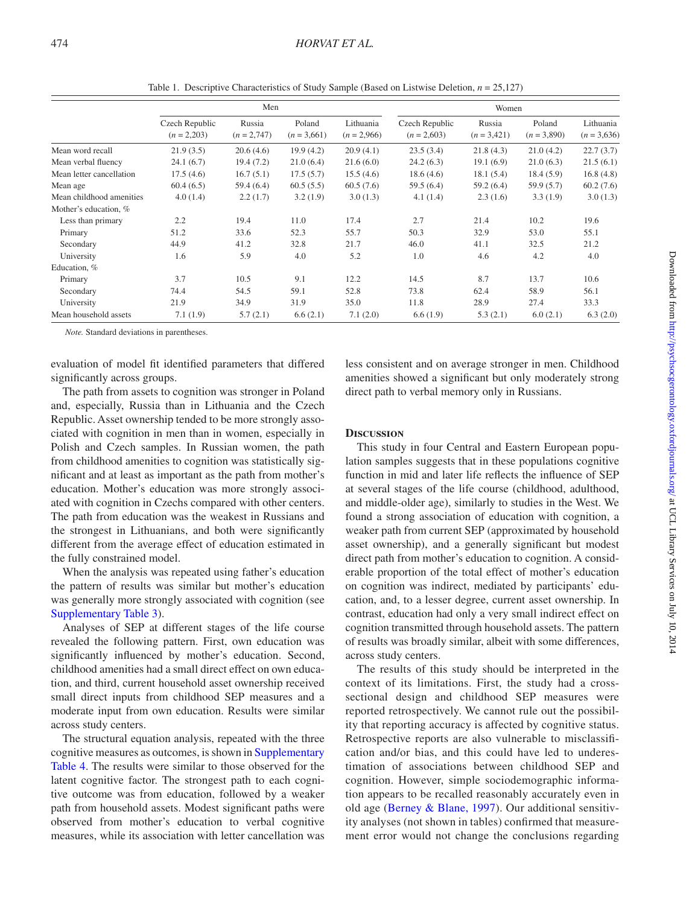Table 1. Descriptive Characteristics of Study Sample (Based on Listwise Deletion, $n$ = 25,127)

| | Men | | | | Women | | | |
|---|---|---|---|---|---|---|---|---|
| | Czech Republic ($n$ = 2,203) | Russia ($n$ = 2,747) | Poland ($n$ = 3,661) | Lithuania ($n$ = 2,966) | Czech Republic ($n$ = 2,603) | Russia ($n$ = 3,421) | Poland ($n$ = 3,890) | Lithuania ($n$ = 3,636) |
| Mean word recall | 21.9 (3.5) | 20.6 (4.6) | 19.9 (4.2) | 20.9 (4.1) | 23.5 (3.4) | 21.8 (4.3) | 21.0 (4.2) | 22.7 (3.7) |
| Mean verbal fluency | 24.1 (6.7) | 19.4 (7.2) | 21.0 (6.4) | 21.6 (6.0) | 24.2 (6.3) | 19.1 (6.9) | 21.0 (6.3) | 21.5 (6.1) |
| Mean letter cancellation | 17.5 (4.6) | 16.7 (5.1) | 17.5 (5.7) | 15.5 (4.6) | 18.6 (4.6) | 18.1 (5.4) | 18.4 (5.9) | 16.8 (4.8) |
| Mean age | 60.4 (6.5) | 59.4 (6.4) | 60.5 (5.5) | 60.5 (7.6) | 59.5 (6.4) | 59.2 (6.4) | 59.9 (5.7) | 60.2 (7.6) |
| Mean childhood amenities | 4.0 (1.4) | 2.2 (1.7) | 3.2 (1.9) | 3.0 (1.3) | 4.1 (1.4) | 2.3 (1.6) | 3.3 (1.9) | 3.0 (1.3) |
| Mother's education, % | | | | | | | | |
| Less than primary | 2.2 | 19.4 | 11.0 | 17.4 | 2.7 | 21.4 | 10.2 | 19.6 |
| Primary | 51.2 | 33.6 | 52.3 | 55.7 | 50.3 | 32.9 | 53.0 | 55.1 |
| Secondary | 44.9 | 41.2 | 32.8 | 21.7 | 46.0 | 41.1 | 32.5 | 21.2 |
| University | 1.6 | 5.9 | 4.0 | 5.2 | 1.0 | 4.6 | 4.2 | 4.0 |
| Education, % | | | | | | | | |
| Primary | 3.7 | 10.5 | 9.1 | 12.2 | 14.5 | 8.7 | 13.7 | 10.6 |
| Secondary | 74.4 | 54.5 | 59.1 | 52.8 | 73.8 | 62.4 | 58.9 | 56.1 |
| University | 21.9 | 34.9 | 31.9 | 35.0 | 11.8 | 28.9 | 27.4 | 33.3 |
| Mean household assets | 7.1 (1.9) | 5.7 (2.1) | 6.6 (2.1) | 7.1 (2.0) | 6.6 (1.9) | 5.3 (2.1) | 6.0 (2.1) | 6.3 (2.0) |

*Note.* Standard deviations in parentheses.

evaluation of model fit identified parameters that differed significantly across groups.

The path from assets to cognition was stronger in Poland and, especially, Russia than in Lithuania and the Czech Republic. Asset ownership tended to be more strongly associated with cognition in men than in women, especially in Polish and Czech samples. In Russian women, the path from childhood amenities to cognition was statistically significant and at least as important as the path from mother's education. Mother's education was more strongly associated with cognition in Czechs compared with other centers. The path from education was the weakest in Russians and the strongest in Lithuanians, and both were significantly different from the average effect of education estimated in the fully constrained model.

When the analysis was repeated using father's education the pattern of results was similar but mother's education was generally more strongly associated with cognition (see Supplementary Table 3).

Analyses of SEP at different stages of the life course revealed the following pattern. First, own education was significantly influenced by mother's education. Second, childhood amenities had a small direct effect on own education, and third, current household asset ownership received small direct inputs from childhood SEP measures and a moderate input from own education. Results were similar across study centers.

The structural equation analysis, repeated with the three cognitive measures as outcomes, is shown in Supplementary Table 4. The results were similar to those observed for the latent cognitive factor. The strongest path to each cognitive outcome was from education, followed by a weaker path from household assets. Modest significant paths were observed from mother's education to verbal cognitive measures, while its association with letter cancellation was less consistent and on average stronger in men. Childhood amenities showed a significant but only moderately strong direct path to verbal memory only in Russians.

## Discussion

This study in four Central and Eastern European population samples suggests that in these populations cognitive function in mid and later life reflects the influence of SEP at several stages of the life course (childhood, adulthood, and middle-older age), similarly to studies in the West. We found a strong association of education with cognition, a weaker path from current SEP (approximated by household asset ownership), and a generally significant but modest direct path from mother's education to cognition. A considerable proportion of the total effect of mother's education on cognition was indirect, mediated by participants' education, and, to a lesser degree, current asset ownership. In contrast, education had only a very small indirect effect on cognition transmitted through household assets. The pattern of results was broadly similar, albeit with some differences, across study centers.

The results of this study should be interpreted in the context of its limitations. First, the study had a cross-sectional design and childhood SEP measures were reported retrospectively. We cannot rule out the possibility that reporting accuracy is affected by cognitive status. Retrospective reports are also vulnerable to misclassification and/or bias, and this could have led to underestimation of associations between childhood SEP and cognition. However, simple sociodemographic information appears to be recalled reasonably accurately even in old age (Berney & Blane, 1997). Our additional sensitivity analyses (not shown in tables) confirmed that measurement error would not change the conclusions regarding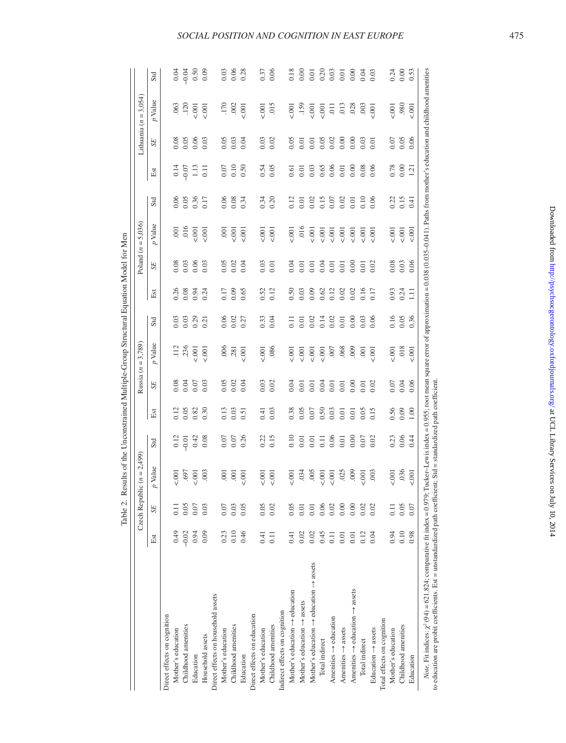Table 2. Results of the Unconstrained Multiple-Group Structural Equation Model for Men

| | Czech Republic ($n$ = 2,499) | | | | Russia ($n$ = 3,789) | | | | Poland ($n$ = 5,036) | | | | Lithuania ($n$ = 3,054) | | | |
|---|---|---|---|---|---|---|---|---|---|---|---|---|---|---|---|---|
| | Est | *SE* | *p* Value | Std | Est | *SE* | *p* Value | Std | Est | *SE* | *p* Value | Std | Est | *SE* | *p* Value | Std |
| Direct effects on cognition | | | | | | | | | | | | | | | | |
| Mother's education | 0.49 | 0.11 | <.001 | 0.12 | 0.12 | 0.08 | .112 | 0.03 | 0.26 | 0.08 | .001 | 0.06 | 0.14 | 0.08 | .063 | 0.04 |
| Childhood amenities | −0.02 | 0.05 | .697 | −0.01 | 0.05 | 0.04 | .236 | 0.03 | 0.08 | 0.03 | .016 | 0.05 | −0.07 | 0.05 | .120 | −0.04 |
| Education | 0.94 | 0.07 | <.001 | 0.42 | 0.82 | 0.07 | <.001 | 0.29 | 0.94 | 0.06 | <.001 | 0.36 | 1.13 | 0.06 | <.001 | 0.50 |
| Household assets | 0.09 | 0.03 | .003 | 0.08 | 0.30 | 0.03 | <.001 | 0.21 | 0.24 | 0.03 | <.001 | 0.17 | 0.11 | 0.03 | <.001 | 0.09 |
| Direct effects on household assets | | | | | | | | | | | | | | | | |
| Mother's education | 0.23 | 0.07 | .001 | 0.07 | 0.13 | 0.05 | .006 | 0.06 | 0.17 | 0.05 | .001 | 0.06 | 0.07 | 0.05 | .170 | 0.03 |
| Childhood amenities | 0.10 | 0.03 | .001 | 0.07 | 0.03 | 0.02 | .281 | 0.02 | 0.09 | 0.02 | <.001 | 0.08 | 0.10 | 0.03 | .002 | 0.06 |
| Education | 0.46 | 0.05 | <.001 | 0.26 | 0.51 | 0.04 | <.001 | 0.27 | 0.65 | 0.04 | <.001 | 0.34 | 0.50 | 0.04 | <.001 | 0.28 |
| Direct effects on education | | | | | | | | | | | | | | | | |
| Mother's education | 0.41 | 0.05 | <.001 | 0.22 | 0.41 | 0.03 | <.001 | 0.33 | 0.52 | 0.03 | <.001 | 0.34 | 0.54 | 0.03 | <.001 | 0.37 |
| Childhood amenities | 0.11 | 0.02 | <.001 | 0.15 | 0.03 | 0.02 | .086 | 0.04 | 0.12 | 0.01 | <.001 | 0.20 | 0.05 | 0.02 | .015 | 0.06 |
| Indirect effects on cognition | | | | | | | | | | | | | | | | |
| Mother's education → education | 0.41 | 0.05 | <.001 | 0.10 | 0.38 | 0.04 | <.001 | 0.11 | 0.50 | 0.04 | <.001 | 0.12 | 0.61 | 0.05 | <.001 | 0.18 |
| Mother's education → assets | 0.02 | 0.01 | .034 | 0.01 | 0.05 | 0.01 | <.001 | 0.01 | 0.03 | 0.01 | .016 | 0.01 | 0.01 | 0.01 | .159 | 0.00 |
| Mother's education → education → assets | 0.02 | 0.01 | .005 | 0.01 | 0.07 | 0.01 | <.001 | 0.02 | 0.09 | 0.01 | <.001 | 0.02 | 0.03 | 0.01 | <.001 | 0.01 |
| Total indirect | 0.45 | 0.06 | <.001 | 0.11 | 0.50 | 0.04 | <.001 | 0.14 | 0.62 | 0.04 | <.001 | 0.15 | 0.65 | 0.05 | <.001 | 0.20 |
| Amenities → education | 0.11 | 0.02 | <.001 | 0.06 | 0.03 | 0.01 | .007 | 0.02 | 0.12 | 0.01 | <.001 | 0.07 | 0.06 | 0.02 | .011 | 0.03 |
| Amenities → assets | 0.01 | 0.00 | .025 | 0.01 | 0.01 | 0.01 | .068 | 0.01 | 0.02 | 0.01 | <.001 | 0.02 | 0.01 | 0.00 | .013 | 0.01 |
| Amenities → education → assets | 0.01 | 0.00 | .009 | 0.00 | 0.01 | 0.00 | .009 | 0.00 | 0.02 | 0.00 | <.001 | 0.01 | 0.00 | 0.00 | .028 | 0.00 |
| Total indirect | 0.12 | 0.02 | <.001 | 0.07 | 0.05 | 0.01 | .001 | 0.03 | 0.16 | 0.01 | <.001 | 0.10 | 0.08 | 0.03 | .003 | 0.04 |
| Education → assets | 0.04 | 0.02 | .003 | 0.02 | 0.15 | 0.02 | <.001 | 0.06 | 0.17 | 0.02 | <.001 | 0.06 | 0.06 | 0.01 | <.001 | 0.03 |
| Total effects on cognition | | | | | | | | | | | | | | | | |
| Mother's education | 0.94 | 0.11 | <.001 | 0.23 | 0.56 | 0.07 | <.001 | 0.16 | 0.93 | 0.08 | <.001 | 0.22 | 0.78 | 0.07 | <.001 | 0.24 |
| Childhood amenities | 0.10 | 0.05 | .036 | 0.06 | 0.09 | 0.04 | .018 | 0.05 | 0.24 | 0.03 | <.001 | 0.15 | 0.00 | 0.05 | .980 | 0.00 |
| Education | 0.98 | 0.07 | <.001 | 0.44 | 1.00 | 0.06 | <.001 | 0.36 | 1.11 | 0.06 | <.001 | 0.41 | 1.21 | 0.06 | <.001 | 0.53 |

*Note*. Fit indices: $\chi^2(94) = 621.824$; comparative fit index = 0.979; Tucker–Lewis index = 0.955; root mean square error of approximation = 0.038 (0.035–0.041). Paths from mother's education and childhood amenities to education are probit coefficients. Est = unstandardized path coefficient; Std = standardized path coefficient.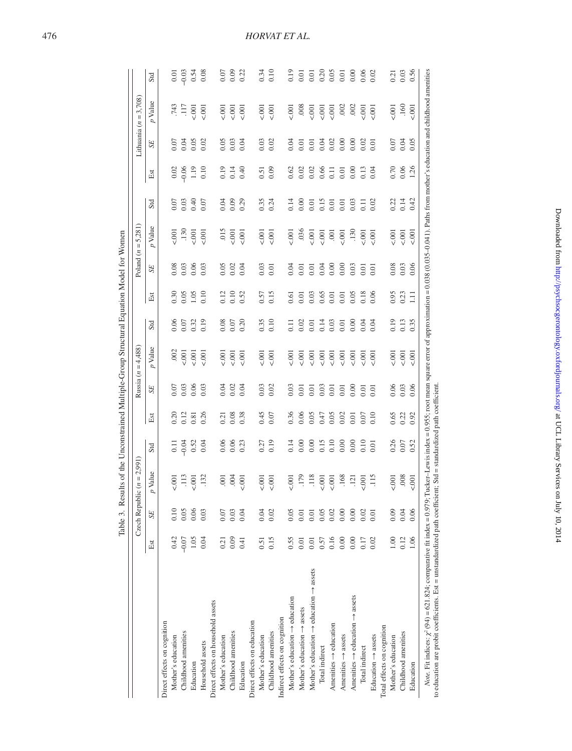Table 3. Results of the Unconstrained Multiple-Group Structural Equation Model for Women

| | Czech Republic ($n$ = 2,991) | | | | Russia ($n$ = 4,488) | | | | Poland ($n$ = 5,281) | | | | Lithuania ($n$ = 3,708) | | | |
|---|---|---|---|---|---|---|---|---|---|---|---|---|---|---|---|---|
| | Est | *SE* | *p* Value | Std | Est | *SE* | *p* Value | Std | Est | *SE* | *p* Value | Std | Est | *SE* | *p* Value | Std |
| Direct effects on cognition | | | | | | | | | | | | | | | | |
| Mother's education | 0.42 | 0.10 | <.001 | 0.11 | 0.20 | 0.07 | .002 | 0.06 | 0.30 | 0.08 | <.001 | 0.07 | 0.02 | 0.07 | .743 | 0.01 |
| Childhood amenities | −0.07 | 0.05 | .113 | −0.04 | 0.12 | 0.03 | <.001 | 0.07 | 0.05 | 0.03 | .130 | 0.03 | −0.06 | 0.04 | .117 | −0.03 |
| Education | 1.05 | 0.06 | <.001 | 0.52 | 0.81 | 0.06 | <.001 | 0.32 | 1.05 | 0.06 | <.001 | 0.40 | 1.19 | 0.05 | <.001 | 0.54 |
| Household assets | 0.04 | 0.03 | .132 | 0.04 | 0.26 | 0.03 | <.001 | 0.19 | 0.10 | 0.03 | <.001 | 0.07 | 0.10 | 0.02 | <.001 | 0.08 |
| Direct effects on household assets | | | | | | | | | | | | | | | | |
| Mother's education | 0.21 | 0.07 | .001 | 0.06 | 0.21 | 0.04 | <.001 | 0.08 | 0.12 | 0.05 | .015 | 0.04 | 0.19 | 0.05 | <.001 | 0.07 |
| Childhood amenities | 0.09 | 0.03 | .004 | 0.06 | 0.08 | 0.02 | <.001 | 0.07 | 0.10 | 0.02 | <.001 | 0.09 | 0.14 | 0.03 | <.001 | 0.09 |
| Education | 0.41 | 0.04 | <.001 | 0.23 | 0.38 | 0.04 | <.001 | 0.20 | 0.52 | 0.04 | <.001 | 0.29 | 0.40 | 0.04 | <.001 | 0.22 |
| Direct effects on education | | | | | | | | | | | | | | | | |
| Mother's education | 0.51 | 0.04 | <.001 | 0.27 | 0.45 | 0.03 | <.001 | 0.35 | 0.57 | 0.03 | <.001 | 0.35 | 0.51 | 0.03 | <.001 | 0.34 |
| Childhood amenities | 0.15 | 0.02 | <.001 | 0.19 | 0.07 | 0.02 | <.001 | 0.10 | 0.15 | 0.01 | <.001 | 0.24 | 0.09 | 0.02 | <.001 | 0.10 |
| Indirect effects on cognition | | | | | | | | | | | | | | | | |
| Mother's education → education | 0.55 | 0.05 | <.001 | 0.14 | 0.36 | 0.03 | <.001 | 0.11 | 0.61 | 0.04 | <.001 | 0.14 | 0.62 | 0.04 | <.001 | 0.19 |
| Mother's education → assets | 0.01 | 0.01 | .179 | 0.00 | 0.06 | 0.01 | <.001 | 0.02 | 0.01 | 0.01 | .036 | 0.00 | 0.02 | 0.01 | .008 | 0.01 |
| Mother's education → education → assets | 0.01 | 0.01 | .118 | 0.00 | 0.05 | 0.01 | <.001 | 0.01 | 0.03 | 0.01 | <.001 | 0.01 | 0.02 | 0.01 | <.001 | 0.01 |
| Total indirect | 0.57 | 0.05 | <.001 | 0.15 | 0.47 | 0.03 | <.001 | 0.14 | 0.65 | 0.04 | <.001 | 0.15 | 0.66 | 0.04 | <.001 | 0.20 |
| Amenities → education | 0.16 | 0.02 | <.001 | 0.10 | 0.05 | 0.01 | <.001 | 0.03 | 0.01 | 0.00 | .001 | 0.01 | 0.11 | 0.02 | <.001 | 0.05 |
| Amenities → assets | 0.00 | 0.00 | .168 | 0.00 | 0.02 | 0.01 | <.001 | 0.01 | 0.01 | 0.00 | <.001 | 0.01 | 0.01 | 0.00 | .002 | 0.01 |
| Amenities → education → assets | 0.00 | 0.00 | .121 | 0.00 | 0.01 | 0.00 | <.001 | 0.00 | 0.05 | 0.03 | .130 | 0.03 | 0.00 | 0.00 | .002 | 0.00 |
| Total indirect | 0.17 | 0.02 | <.001 | 0.10 | 0.07 | 0.01 | <.001 | 0.04 | 0.18 | 0.01 | <.001 | 0.11 | 0.13 | 0.02 | <.001 | 0.06 |
| Education → assets | 0.02 | 0.01 | .115 | 0.01 | 0.10 | 0.01 | <.001 | 0.04 | 0.06 | 0.01 | <.001 | 0.02 | 0.04 | 0.01 | <.001 | 0.02 |
| Total effects on cognition | | | | | | | | | | | | | | | | |
| Mother's education | 1.00 | 0.09 | <.001 | 0.26 | 0.65 | 0.06 | <.001 | 0.19 | 0.95 | 0.08 | <.001 | 0.22 | 0.70 | 0.07 | <.001 | 0.21 |
| Childhood amenities | 0.12 | 0.04 | .008 | 0.07 | 0.22 | 0.03 | <.001 | 0.13 | 0.23 | 0.03 | <.001 | 0.14 | 0.06 | 0.04 | .160 | 0.03 |
| Education | 1.06 | 0.06 | <.001 | 0.52 | 0.92 | 0.06 | <.001 | 0.35 | 1.11 | 0.06 | <.001 | 0.42 | 1.26 | 0.05 | <.001 | 0.56 |

*Note.* Fit indices: $\chi^2$ (94) = 621.824; comparative fit index = 0.979; Tucker–Lewis index = 0.955; root mean square error of approximation = 0.038 (0.035–0.041). Paths from mother's education and childhood amenities to education are probit coefficients. Est = unstandardized path coefficient; Std = standardized path coefficient.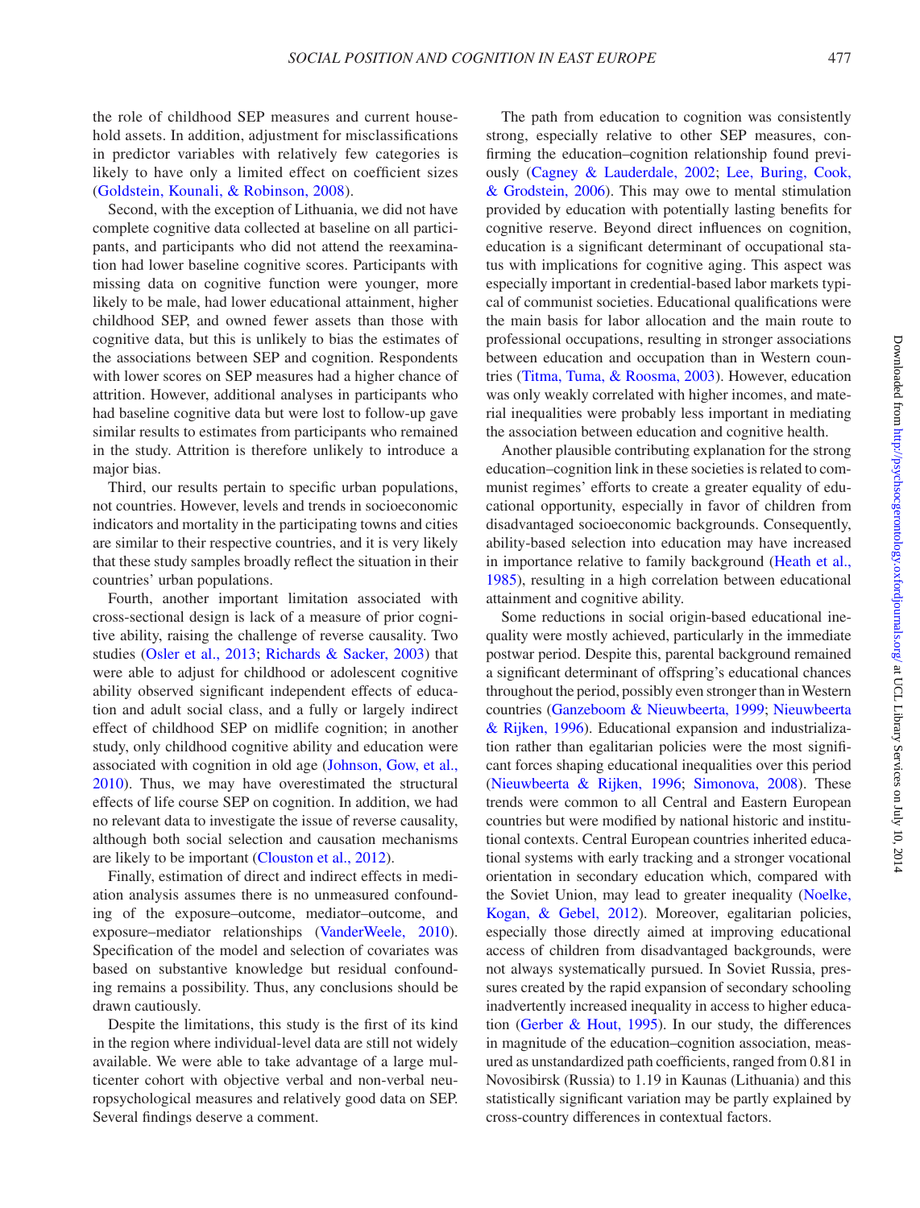the role of childhood SEP measures and current household assets. In addition, adjustment for misclassifications in predictor variables with relatively few categories is likely to have only a limited effect on coefficient sizes (Goldstein, Kounali, & Robinson, 2008).

Second, with the exception of Lithuania, we did not have complete cognitive data collected at baseline on all participants, and participants who did not attend the reexamination had lower baseline cognitive scores. Participants with missing data on cognitive function were younger, more likely to be male, had lower educational attainment, higher childhood SEP, and owned fewer assets than those with cognitive data, but this is unlikely to bias the estimates of the associations between SEP and cognition. Respondents with lower scores on SEP measures had a higher chance of attrition. However, additional analyses in participants who had baseline cognitive data but were lost to follow-up gave similar results to estimates from participants who remained in the study. Attrition is therefore unlikely to introduce a major bias.

Third, our results pertain to specific urban populations, not countries. However, levels and trends in socioeconomic indicators and mortality in the participating towns and cities are similar to their respective countries, and it is very likely that these study samples broadly reflect the situation in their countries' urban populations.

Fourth, another important limitation associated with cross-sectional design is lack of a measure of prior cognitive ability, raising the challenge of reverse causality. Two studies (Osler et al., 2013; Richards & Sacker, 2003) that were able to adjust for childhood or adolescent cognitive ability observed significant independent effects of education and adult social class, and a fully or largely indirect effect of childhood SEP on midlife cognition; in another study, only childhood cognitive ability and education were associated with cognition in old age (Johnson, Gow, et al., 2010). Thus, we may have overestimated the structural effects of life course SEP on cognition. In addition, we had no relevant data to investigate the issue of reverse causality, although both social selection and causation mechanisms are likely to be important (Clouston et al., 2012).

Finally, estimation of direct and indirect effects in mediation analysis assumes there is no unmeasured confounding of the exposure–outcome, mediator–outcome, and exposure–mediator relationships (VanderWeele, 2010). Specification of the model and selection of covariates was based on substantive knowledge but residual confounding remains a possibility. Thus, any conclusions should be drawn cautiously.

Despite the limitations, this study is the first of its kind in the region where individual-level data are still not widely available. We were able to take advantage of a large multicenter cohort with objective verbal and non-verbal neuropsychological measures and relatively good data on SEP. Several findings deserve a comment.

The path from education to cognition was consistently strong, especially relative to other SEP measures, confirming the education–cognition relationship found previously (Cagney & Lauderdale, 2002; Lee, Buring, Cook, & Grodstein, 2006). This may owe to mental stimulation provided by education with potentially lasting benefits for cognitive reserve. Beyond direct influences on cognition, education is a significant determinant of occupational status with implications for cognitive aging. This aspect was especially important in credential-based labor markets typical of communist societies. Educational qualifications were the main basis for labor allocation and the main route to professional occupations, resulting in stronger associations between education and occupation than in Western countries (Titma, Tuma, & Roosma, 2003). However, education was only weakly correlated with higher incomes, and material inequalities were probably less important in mediating the association between education and cognitive health.

Another plausible contributing explanation for the strong education–cognition link in these societies is related to communist regimes' efforts to create a greater equality of educational opportunity, especially in favor of children from disadvantaged socioeconomic backgrounds. Consequently, ability-based selection into education may have increased in importance relative to family background (Heath et al., 1985), resulting in a high correlation between educational attainment and cognitive ability.

Some reductions in social origin-based educational inequality were mostly achieved, particularly in the immediate postwar period. Despite this, parental background remained a significant determinant of offspring's educational chances throughout the period, possibly even stronger than in Western countries (Ganzeboom & Nieuwbeerta, 1999; Nieuwbeerta & Rijken, 1996). Educational expansion and industrialization rather than egalitarian policies were the most significant forces shaping educational inequalities over this period (Nieuwbeerta & Rijken, 1996; Simonova, 2008). These trends were common to all Central and Eastern European countries but were modified by national historic and institutional contexts. Central European countries inherited educational systems with early tracking and a stronger vocational orientation in secondary education which, compared with the Soviet Union, may lead to greater inequality (Noelke, Kogan, & Gebel, 2012). Moreover, egalitarian policies, especially those directly aimed at improving educational access of children from disadvantaged backgrounds, were not always systematically pursued. In Soviet Russia, pressures created by the rapid expansion of secondary schooling inadvertently increased inequality in access to higher education (Gerber & Hout, 1995). In our study, the differences in magnitude of the education–cognition association, measured as unstandardized path coefficients, ranged from 0.81 in Novosibirsk (Russia) to 1.19 in Kaunas (Lithuania) and this statistically significant variation may be partly explained by cross-country differences in contextual factors.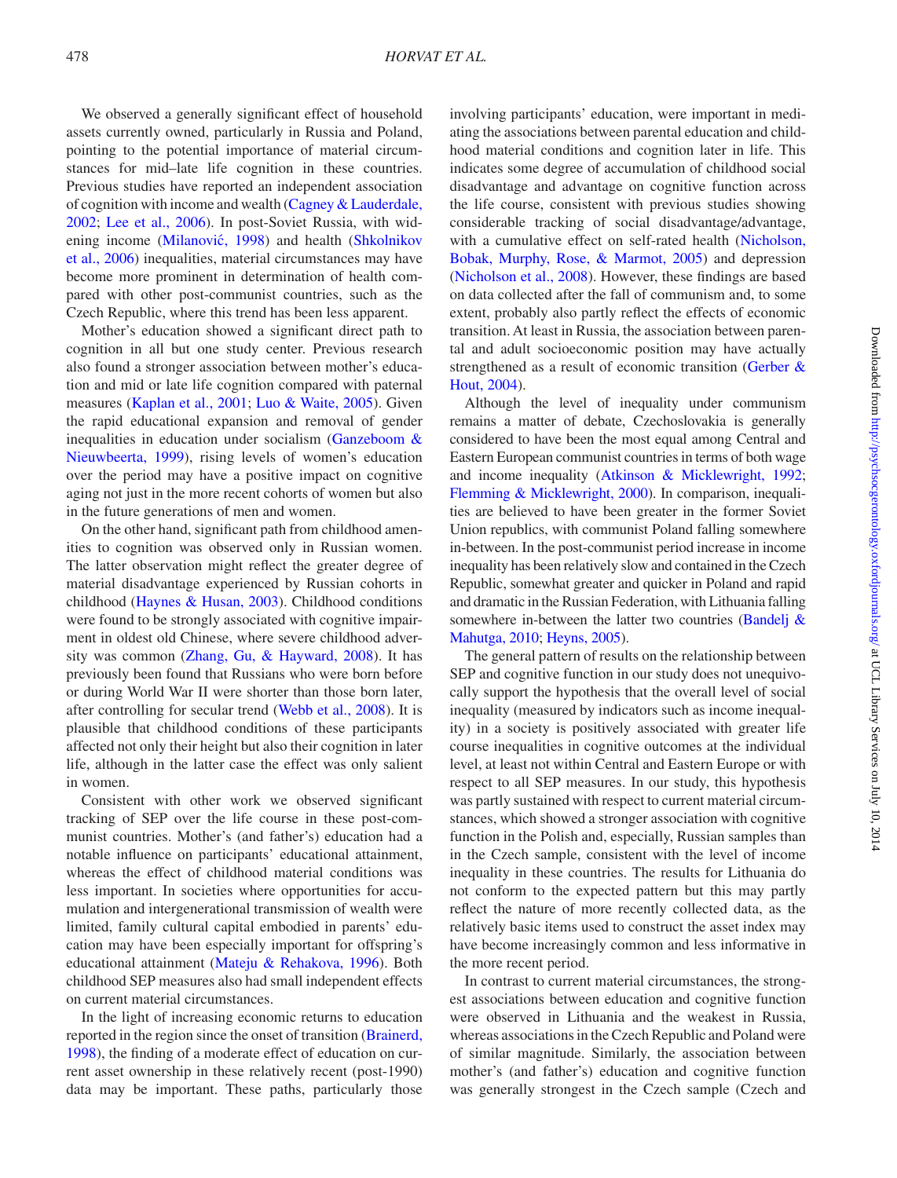We observed a generally significant effect of household assets currently owned, particularly in Russia and Poland, pointing to the potential importance of material circumstances for mid–late life cognition in these countries. Previous studies have reported an independent association of cognition with income and wealth (Cagney & Lauderdale, 2002; Lee et al., 2006). In post-Soviet Russia, with widening income (Milanović, 1998) and health (Shkolnikov et al., 2006) inequalities, material circumstances may have become more prominent in determination of health compared with other post-communist countries, such as the Czech Republic, where this trend has been less apparent.

Mother's education showed a significant direct path to cognition in all but one study center. Previous research also found a stronger association between mother's education and mid or late life cognition compared with paternal measures (Kaplan et al., 2001; Luo & Waite, 2005). Given the rapid educational expansion and removal of gender inequalities in education under socialism (Ganzeboom & Nieuwbeerta, 1999), rising levels of women's education over the period may have a positive impact on cognitive aging not just in the more recent cohorts of women but also in the future generations of men and women.

On the other hand, significant path from childhood amenities to cognition was observed only in Russian women. The latter observation might reflect the greater degree of material disadvantage experienced by Russian cohorts in childhood (Haynes & Husan, 2003). Childhood conditions were found to be strongly associated with cognitive impairment in oldest old Chinese, where severe childhood adversity was common (Zhang, Gu, & Hayward, 2008). It has previously been found that Russians who were born before or during World War II were shorter than those born later, after controlling for secular trend (Webb et al., 2008). It is plausible that childhood conditions of these participants affected not only their height but also their cognition in later life, although in the latter case the effect was only salient in women.

Consistent with other work we observed significant tracking of SEP over the life course in these post-communist countries. Mother's (and father's) education had a notable influence on participants' educational attainment, whereas the effect of childhood material conditions was less important. In societies where opportunities for accumulation and intergenerational transmission of wealth were limited, family cultural capital embodied in parents' education may have been especially important for offspring's educational attainment (Mateju & Rehakova, 1996). Both childhood SEP measures also had small independent effects on current material circumstances.

In the light of increasing economic returns to education reported in the region since the onset of transition (Brainerd, 1998), the finding of a moderate effect of education on current asset ownership in these relatively recent (post-1990) data may be important. These paths, particularly those involving participants' education, were important in mediating the associations between parental education and childhood material conditions and cognition later in life. This indicates some degree of accumulation of childhood social disadvantage and advantage on cognitive function across the life course, consistent with previous studies showing considerable tracking of social disadvantage/advantage, with a cumulative effect on self-rated health (Nicholson, Bobak, Murphy, Rose, & Marmot, 2005) and depression (Nicholson et al., 2008). However, these findings are based on data collected after the fall of communism and, to some extent, probably also partly reflect the effects of economic transition. At least in Russia, the association between parental and adult socioeconomic position may have actually strengthened as a result of economic transition (Gerber & Hout, 2004).

Although the level of inequality under communism remains a matter of debate, Czechoslovakia is generally considered to have been the most equal among Central and Eastern European communist countries in terms of both wage and income inequality (Atkinson & Micklewright, 1992; Flemming & Micklewright, 2000). In comparison, inequalities are believed to have been greater in the former Soviet Union republics, with communist Poland falling somewhere in-between. In the post-communist period increase in income inequality has been relatively slow and contained in the Czech Republic, somewhat greater and quicker in Poland and rapid and dramatic in the Russian Federation, with Lithuania falling somewhere in-between the latter two countries (Bandelj & Mahutga, 2010; Heyns, 2005).

The general pattern of results on the relationship between SEP and cognitive function in our study does not unequivocally support the hypothesis that the overall level of social inequality (measured by indicators such as income inequality) in a society is positively associated with greater life course inequalities in cognitive outcomes at the individual level, at least not within Central and Eastern Europe or with respect to all SEP measures. In our study, this hypothesis was partly sustained with respect to current material circumstances, which showed a stronger association with cognitive function in the Polish and, especially, Russian samples than in the Czech sample, consistent with the level of income inequality in these countries. The results for Lithuania do not conform to the expected pattern but this may partly reflect the nature of more recently collected data, as the relatively basic items used to construct the asset index may have become increasingly common and less informative in the more recent period.

In contrast to current material circumstances, the strongest associations between education and cognitive function were observed in Lithuania and the weakest in Russia, whereas associations in the Czech Republic and Poland were of similar magnitude. Similarly, the association between mother's (and father's) education and cognitive function was generally strongest in the Czech sample (Czech and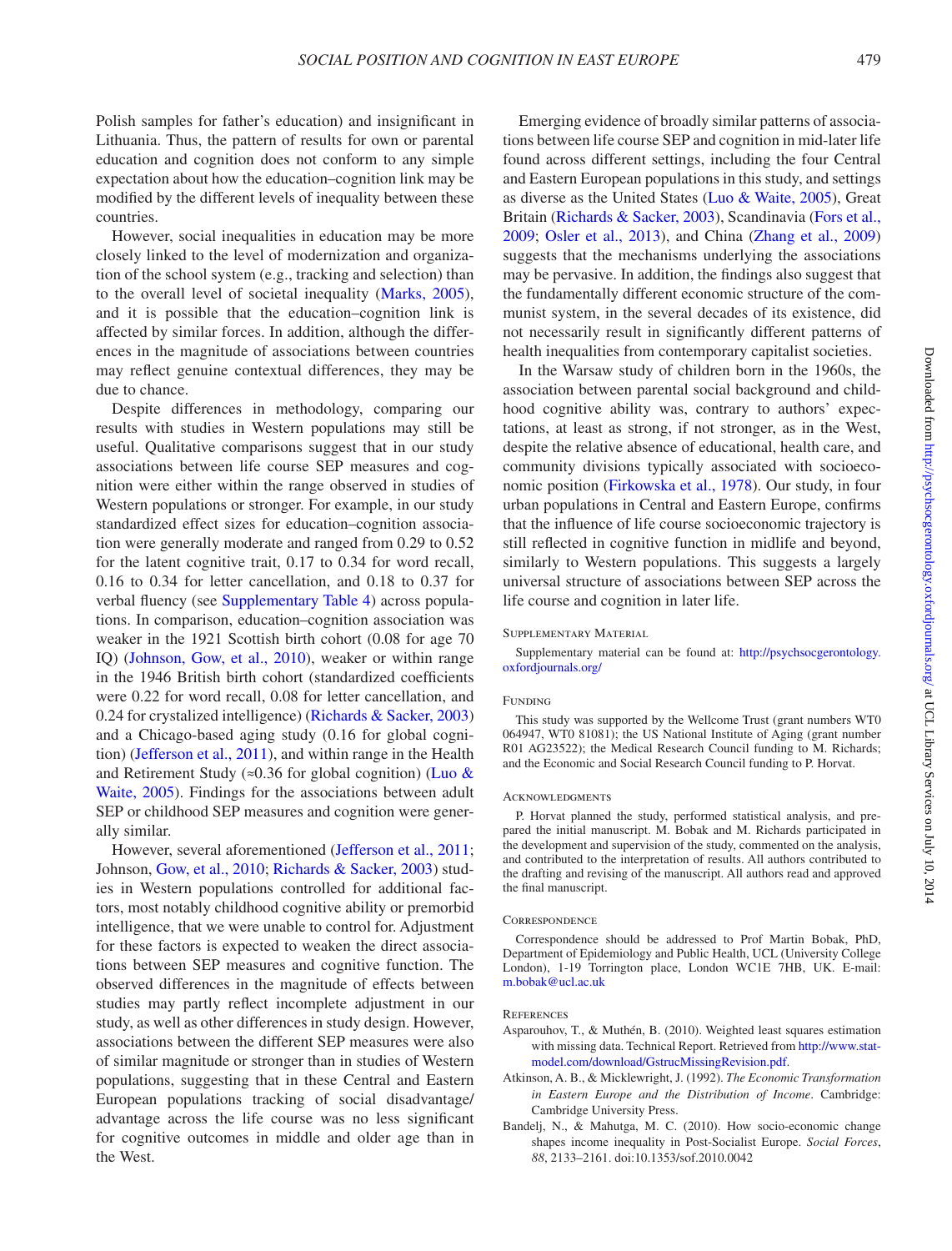Polish samples for father's education) and insignificant in Lithuania. Thus, the pattern of results for own or parental education and cognition does not conform to any simple expectation about how the education–cognition link may be modified by the different levels of inequality between these countries.

However, social inequalities in education may be more closely linked to the level of modernization and organization of the school system (e.g., tracking and selection) than to the overall level of societal inequality (Marks, 2005), and it is possible that the education–cognition link is affected by similar forces. In addition, although the differences in the magnitude of associations between countries may reflect genuine contextual differences, they may be due to chance.

Despite differences in methodology, comparing our results with studies in Western populations may still be useful. Qualitative comparisons suggest that in our study associations between life course SEP measures and cognition were either within the range observed in studies of Western populations or stronger. For example, in our study standardized effect sizes for education–cognition association were generally moderate and ranged from 0.29 to 0.52 for the latent cognitive trait, 0.17 to 0.34 for word recall, 0.16 to 0.34 for letter cancellation, and 0.18 to 0.37 for verbal fluency (see Supplementary Table 4) across populations. In comparison, education–cognition association was weaker in the 1921 Scottish birth cohort (0.08 for age 70 IQ) (Johnson, Gow, et al., 2010), weaker or within range in the 1946 British birth cohort (standardized coefficients were 0.22 for word recall, 0.08 for letter cancellation, and 0.24 for crystalized intelligence) (Richards & Sacker, 2003) and a Chicago-based aging study (0.16 for global cognition) (Jefferson et al., 2011), and within range in the Health and Retirement Study (≈0.36 for global cognition) (Luo & Waite, 2005). Findings for the associations between adult SEP or childhood SEP measures and cognition were generally similar.

However, several aforementioned (Jefferson et al., 2011; Johnson, Gow, et al., 2010; Richards & Sacker, 2003) studies in Western populations controlled for additional factors, most notably childhood cognitive ability or premorbid intelligence, that we were unable to control for. Adjustment for these factors is expected to weaken the direct associations between SEP measures and cognitive function. The observed differences in the magnitude of effects between studies may partly reflect incomplete adjustment in our study, as well as other differences in study design. However, associations between the different SEP measures were also of similar magnitude or stronger than in studies of Western populations, suggesting that in these Central and Eastern European populations tracking of social disadvantage/advantage across the life course was no less significant for cognitive outcomes in middle and older age than in the West.

Emerging evidence of broadly similar patterns of associations between life course SEP and cognition in mid-later life found across different settings, including the four Central and Eastern European populations in this study, and settings as diverse as the United States (Luo & Waite, 2005), Great Britain (Richards & Sacker, 2003), Scandinavia (Fors et al., 2009; Osler et al., 2013), and China (Zhang et al., 2009) suggests that the mechanisms underlying the associations may be pervasive. In addition, the findings also suggest that the fundamentally different economic structure of the communist system, in the several decades of its existence, did not necessarily result in significantly different patterns of health inequalities from contemporary capitalist societies.

In the Warsaw study of children born in the 1960s, the association between parental social background and childhood cognitive ability was, contrary to authors' expectations, at least as strong, if not stronger, as in the West, despite the relative absence of educational, health care, and community divisions typically associated with socioeconomic position (Firkowska et al., 1978). Our study, in four urban populations in Central and Eastern Europe, confirms that the influence of life course socioeconomic trajectory is still reflected in cognitive function in midlife and beyond, similarly to Western populations. This suggests a largely universal structure of associations between SEP across the life course and cognition in later life.

## Supplementary Material

Supplementary material can be found at: http://psychsocgerontology.oxfordjournals.org/

## Funding

This study was supported by the Wellcome Trust (grant numbers WT0 064947, WT0 81081); the US National Institute of Aging (grant number R01 AG23522); the Medical Research Council funding to M. Richards; and the Economic and Social Research Council funding to P. Horvat.

## Acknowledgments

P. Horvat planned the study, performed statistical analysis, and prepared the initial manuscript. M. Bobak and M. Richards participated in the development and supervision of the study, commented on the analysis, and contributed to the interpretation of results. All authors contributed to the drafting and revising of the manuscript. All authors read and approved the final manuscript.

## Correspondence

Correspondence should be addressed to Prof Martin Bobak, PhD, Department of Epidemiology and Public Health, UCL (University College London), 1-19 Torrington place, London WC1E 7HB, UK. E-mail: m.bobak@ucl.ac.uk

## References

Asparouhov, T., & Muthén, B. (2010). Weighted least squares estimation with missing data. Technical Report. Retrieved from http://www.statmodel.com/download/GstrucMissingRevision.pdf.

Atkinson, A. B., & Micklewright, J. (1992). *The Economic Transformation in Eastern Europe and the Distribution of Income*. Cambridge: Cambridge University Press.

Bandelj, N., & Mahutga, M. C. (2010). How socio-economic change shapes income inequality in Post-Socialist Europe. *Social Forces*, *88*, 2133–2161. doi:10.1353/sof.2010.0042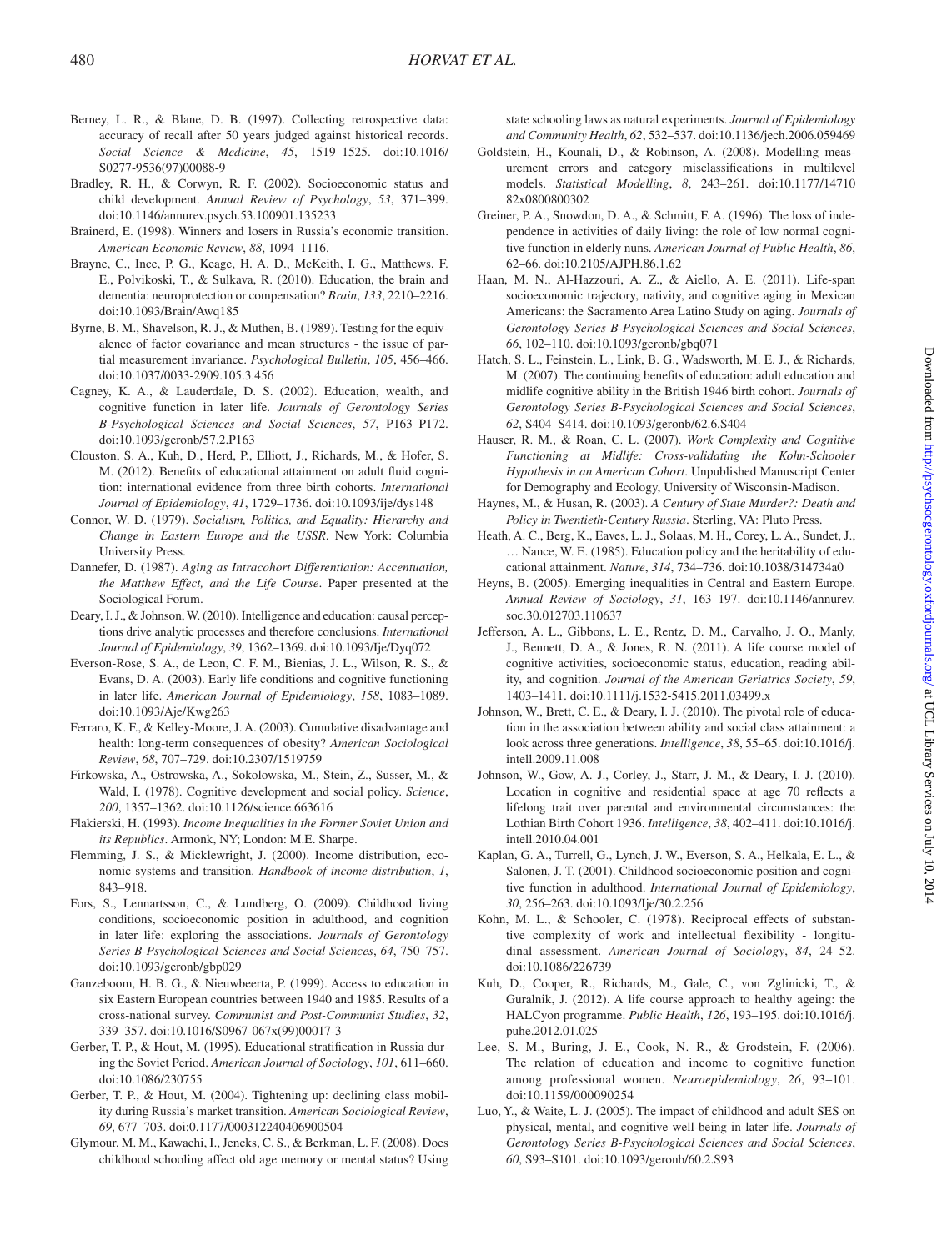Berney, L. R., & Blane, D. B. (1997). Collecting retrospective data: accuracy of recall after 50 years judged against historical records. *Social Science & Medicine*, *45*, 1519–1525. doi:10.1016/S0277-9536(97)00088-9

Bradley, R. H., & Corwyn, R. F. (2002). Socioeconomic status and child development. *Annual Review of Psychology*, *53*, 371–399. doi:10.1146/annurev.psych.53.100901.135233

Brainerd, E. (1998). Winners and losers in Russia's economic transition. *American Economic Review*, *88*, 1094–1116.

Brayne, C., Ince, P. G., Keage, H. A. D., McKeith, I. G., Matthews, F. E., Polvikoski, T., & Sulkava, R. (2010). Education, the brain and dementia: neuroprotection or compensation? *Brain*, *133*, 2210–2216. doi:10.1093/Brain/Awq185

Byrne, B. M., Shavelson, R. J., & Muthen, B. (1989). Testing for the equivalence of factor covariance and mean structures - the issue of partial measurement invariance. *Psychological Bulletin*, *105*, 456–466. doi:10.1037/0033-2909.105.3.456

Cagney, K. A., & Lauderdale, D. S. (2002). Education, wealth, and cognitive function in later life. *Journals of Gerontology Series B-Psychological Sciences and Social Sciences*, *57*, P163–P172. doi:10.1093/geronb/57.2.P163

Clouston, S. A., Kuh, D., Herd, P., Elliott, J., Richards, M., & Hofer, S. M. (2012). Benefits of educational attainment on adult fluid cognition: international evidence from three birth cohorts. *International Journal of Epidemiology*, *41*, 1729–1736. doi:10.1093/ije/dys148

Connor, W. D. (1979). *Socialism, Politics, and Equality: Hierarchy and Change in Eastern Europe and the USSR*. New York: Columbia University Press.

Dannefer, D. (1987). *Aging as Intracohort Differentiation: Accentuation, the Matthew Effect, and the Life Course*. Paper presented at the Sociological Forum.

Deary, I. J., & Johnson, W. (2010). Intelligence and education: causal perceptions drive analytic processes and therefore conclusions. *International Journal of Epidemiology*, *39*, 1362–1369. doi:10.1093/Ije/Dyq072

Everson-Rose, S. A., de Leon, C. F. M., Bienias, J. L., Wilson, R. S., & Evans, D. A. (2003). Early life conditions and cognitive functioning in later life. *American Journal of Epidemiology*, *158*, 1083–1089. doi:10.1093/Aje/Kwg263

Ferraro, K. F., & Kelley-Moore, J. A. (2003). Cumulative disadvantage and health: long-term consequences of obesity? *American Sociological Review*, *68*, 707–729. doi:10.2307/1519759

Firkowska, A., Ostrowska, A., Sokolowska, M., Stein, Z., Susser, M., & Wald, I. (1978). Cognitive development and social policy. *Science*, *200*, 1357–1362. doi:10.1126/science.663616

Flakierski, H. (1993). *Income Inequalities in the Former Soviet Union and its Republics*. Armonk, NY; London: M.E. Sharpe.

Flemming, J. S., & Micklewright, J. (2000). Income distribution, economic systems and transition. *Handbook of income distribution*, *1*, 843–918.

Fors, S., Lennartsson, C., & Lundberg, O. (2009). Childhood living conditions, socioeconomic position in adulthood, and cognition in later life: exploring the associations. *Journals of Gerontology Series B-Psychological Sciences and Social Sciences*, *64*, 750–757. doi:10.1093/geronb/gbp029

Ganzeboom, H. B. G., & Nieuwbeerta, P. (1999). Access to education in six Eastern European countries between 1940 and 1985. Results of a cross-national survey. *Communist and Post-Communist Studies*, *32*, 339–357. doi:10.1016/S0967-067x(99)00017-3

Gerber, T. P., & Hout, M. (1995). Educational stratification in Russia during the Soviet Period. *American Journal of Sociology*, *101*, 611–660. doi:10.1086/230755

Gerber, T. P., & Hout, M. (2004). Tightening up: declining class mobility during Russia's market transition. *American Sociological Review*, *69*, 677–703. doi:0.1177/000312240406900504

Glymour, M. M., Kawachi, I., Jencks, C. S., & Berkman, L. F. (2008). Does childhood schooling affect old age memory or mental status? Using state schooling laws as natural experiments. *Journal of Epidemiology and Community Health*, *62*, 532–537. doi:10.1136/jech.2006.059469

Goldstein, H., Kounali, D., & Robinson, A. (2008). Modelling measurement errors and category misclassifications in multilevel models. *Statistical Modelling*, *8*, 243–261. doi:10.1177/1471082x0800800302

Greiner, P. A., Snowdon, D. A., & Schmitt, F. A. (1996). The loss of independence in activities of daily living: the role of low normal cognitive function in elderly nuns. *American Journal of Public Health*, *86*, 62–66. doi:10.2105/AJPH.86.1.62

Haan, M. N., Al-Hazzouri, A. Z., & Aiello, A. E. (2011). Life-span socioeconomic trajectory, nativity, and cognitive aging in Mexican Americans: the Sacramento Area Latino Study on aging. *Journals of Gerontology Series B-Psychological Sciences and Social Sciences*, *66*, 102–110. doi:10.1093/geronb/gbq071

Hatch, S. L., Feinstein, L., Link, B. G., Wadsworth, M. E. J., & Richards, M. (2007). The continuing benefits of education: adult education and midlife cognitive ability in the British 1946 birth cohort. *Journals of Gerontology Series B-Psychological Sciences and Social Sciences*, *62*, S404–S414. doi:10.1093/geronb/62.6.S404

Hauser, R. M., & Roan, C. L. (2007). *Work Complexity and Cognitive Functioning at Midlife: Cross-validating the Kohn-Schooler Hypothesis in an American Cohort*. Unpublished Manuscript Center for Demography and Ecology, University of Wisconsin-Madison.

Haynes, M., & Husan, R. (2003). *A Century of State Murder?: Death and Policy in Twentieth-Century Russia*. Sterling, VA: Pluto Press.

Heath, A. C., Berg, K., Eaves, L. J., Solaas, M. H., Corey, L. A., Sundet, J., … Nance, W. E. (1985). Education policy and the heritability of educational attainment. *Nature*, *314*, 734–736. doi:10.1038/314734a0

Heyns, B. (2005). Emerging inequalities in Central and Eastern Europe. *Annual Review of Sociology*, *31*, 163–197. doi:10.1146/annurev.soc.30.012703.110637

Jefferson, A. L., Gibbons, L. E., Rentz, D. M., Carvalho, J. O., Manly, J., Bennett, D. A., & Jones, R. N. (2011). A life course model of cognitive activities, socioeconomic status, education, reading ability, and cognition. *Journal of the American Geriatrics Society*, *59*, 1403–1411. doi:10.1111/j.1532-5415.2011.03499.x

Johnson, W., Brett, C. E., & Deary, I. J. (2010). The pivotal role of education in the association between ability and social class attainment: a look across three generations. *Intelligence*, *38*, 55–65. doi:10.1016/j.intell.2009.11.008

Johnson, W., Gow, A. J., Corley, J., Starr, J. M., & Deary, I. J. (2010). Location in cognitive and residential space at age 70 reflects a lifelong trait over parental and environmental circumstances: the Lothian Birth Cohort 1936. *Intelligence*, *38*, 402–411. doi:10.1016/j.intell.2010.04.001

Kaplan, G. A., Turrell, G., Lynch, J. W., Everson, S. A., Helkala, E. L., & Salonen, J. T. (2001). Childhood socioeconomic position and cognitive function in adulthood. *International Journal of Epidemiology*, *30*, 256–263. doi:10.1093/Ije/30.2.256

Kohn, M. L., & Schooler, C. (1978). Reciprocal effects of substantive complexity of work and intellectual flexibility - longitudinal assessment. *American Journal of Sociology*, *84*, 24–52. doi:10.1086/226739

Kuh, D., Cooper, R., Richards, M., Gale, C., von Zglinicki, T., & Guralnik, J. (2012). A life course approach to healthy ageing: the HALCyon programme. *Public Health*, *126*, 193–195. doi:10.1016/j.puhe.2012.01.025

Lee, S. M., Buring, J. E., Cook, N. R., & Grodstein, F. (2006). The relation of education and income to cognitive function among professional women. *Neuroepidemiology*, *26*, 93–101. doi:10.1159/000090254

Luo, Y., & Waite, L. J. (2005). The impact of childhood and adult SES on physical, mental, and cognitive well-being in later life. *Journals of Gerontology Series B-Psychological Sciences and Social Sciences*, *60*, S93–S101. doi:10.1093/geronb/60.2.S93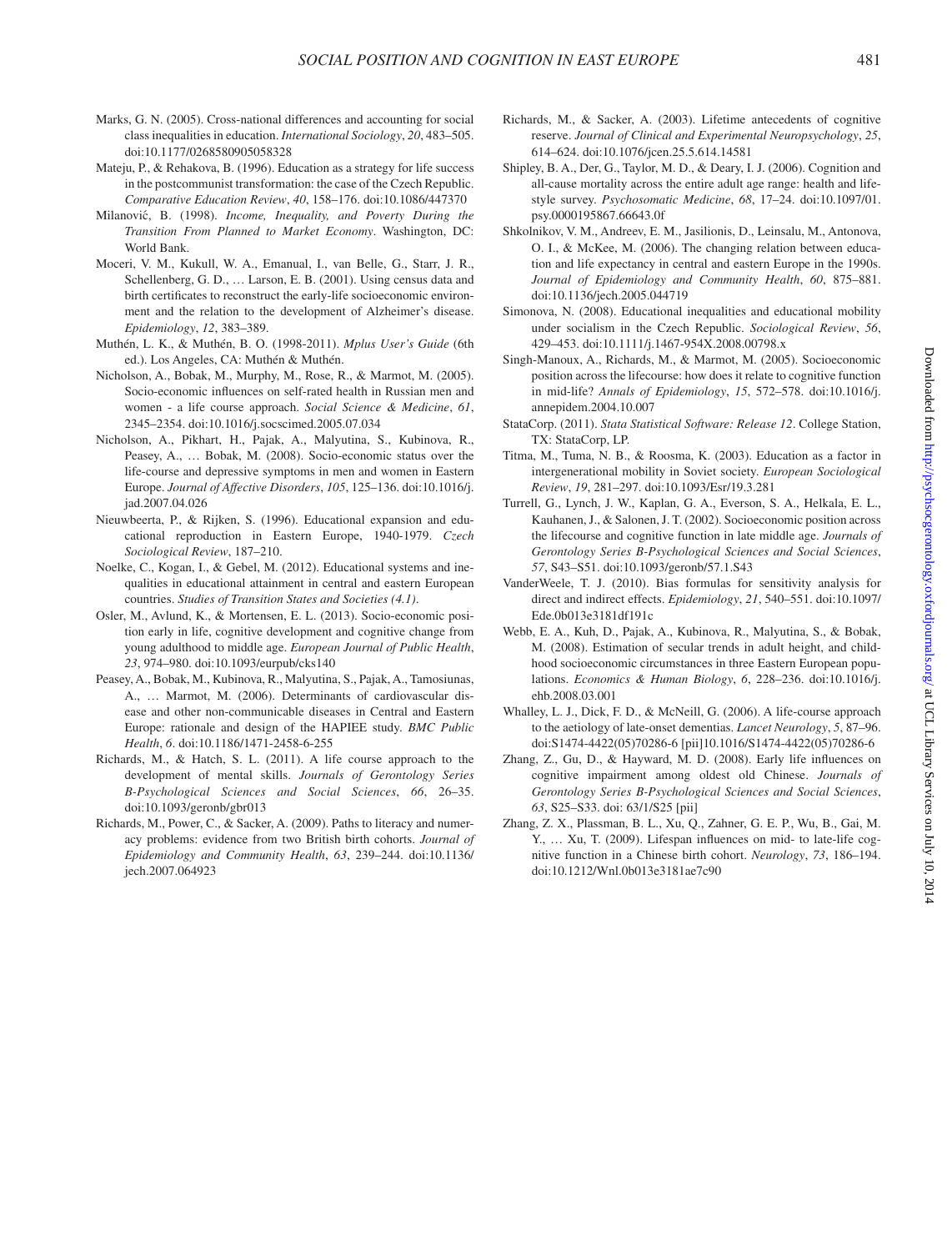Marks, G. N. (2005). Cross-national differences and accounting for social class inequalities in education. *International Sociology*, *20*, 483–505. doi:10.1177/0268580905058328

Mateju, P., & Rehakova, B. (1996). Education as a strategy for life success in the postcommunist transformation: the case of the Czech Republic. *Comparative Education Review*, *40*, 158–176. doi:10.1086/447370

Milanović, B. (1998). *Income, Inequality, and Poverty During the Transition From Planned to Market Economy*. Washington, DC: World Bank.

Moceri, V. M., Kukull, W. A., Emanual, I., van Belle, G., Starr, J. R., Schellenberg, G. D., … Larson, E. B. (2001). Using census data and birth certificates to reconstruct the early-life socioeconomic environment and the relation to the development of Alzheimer's disease. *Epidemiology*, *12*, 383–389.

Muthén, L. K., & Muthén, B. O. (1998-2011). *Mplus User's Guide* (6th ed.). Los Angeles, CA: Muthén & Muthén.

Nicholson, A., Bobak, M., Murphy, M., Rose, R., & Marmot, M. (2005). Socio-economic influences on self-rated health in Russian men and women - a life course approach. *Social Science & Medicine*, *61*, 2345–2354. doi:10.1016/j.socscimed.2005.07.034

Nicholson, A., Pikhart, H., Pajak, A., Malyutina, S., Kubinova, R., Peasey, A., … Bobak, M. (2008). Socio-economic status over the life-course and depressive symptoms in men and women in Eastern Europe. *Journal of Affective Disorders*, *105*, 125–136. doi:10.1016/j.jad.2007.04.026

Nieuwbeerta, P., & Rijken, S. (1996). Educational expansion and educational reproduction in Eastern Europe, 1940-1979. *Czech Sociological Review*, 187–210.

Noelke, C., Kogan, I., & Gebel, M. (2012). Educational systems and inequalities in educational attainment in central and eastern European countries. *Studies of Transition States and Societies (4.1)*.

Osler, M., Avlund, K., & Mortensen, E. L. (2013). Socio-economic position early in life, cognitive development and cognitive change from young adulthood to middle age. *European Journal of Public Health*, *23*, 974–980. doi:10.1093/eurpub/cks140

Peasey, A., Bobak, M., Kubinova, R., Malyutina, S., Pajak, A., Tamosiunas, A., … Marmot, M. (2006). Determinants of cardiovascular disease and other non-communicable diseases in Central and Eastern Europe: rationale and design of the HAPIEE study. *BMC Public Health*, *6*. doi:10.1186/1471-2458-6-255

Richards, M., & Hatch, S. L. (2011). A life course approach to the development of mental skills. *Journals of Gerontology Series B-Psychological Sciences and Social Sciences*, *66*, 26–35. doi:10.1093/geronb/gbr013

Richards, M., Power, C., & Sacker, A. (2009). Paths to literacy and numeracy problems: evidence from two British birth cohorts. *Journal of Epidemiology and Community Health*, *63*, 239–244. doi:10.1136/jech.2007.064923

Richards, M., & Sacker, A. (2003). Lifetime antecedents of cognitive reserve. *Journal of Clinical and Experimental Neuropsychology*, *25*, 614–624. doi:10.1076/jcen.25.5.614.14581

Shipley, B. A., Der, G., Taylor, M. D., & Deary, I. J. (2006). Cognition and all-cause mortality across the entire adult age range: health and lifestyle survey. *Psychosomatic Medicine*, *68*, 17–24. doi:10.1097/01.psy.0000195867.66643.0f

Shkolnikov, V. M., Andreev, E. M., Jasilionis, D., Leinsalu, M., Antonova, O. I., & McKee, M. (2006). The changing relation between education and life expectancy in central and eastern Europe in the 1990s. *Journal of Epidemiology and Community Health*, *60*, 875–881. doi:10.1136/jech.2005.044719

Simonova, N. (2008). Educational inequalities and educational mobility under socialism in the Czech Republic. *Sociological Review*, *56*, 429–453. doi:10.1111/j.1467-954X.2008.00798.x

Singh-Manoux, A., Richards, M., & Marmot, M. (2005). Socioeconomic position across the lifecourse: how does it relate to cognitive function in mid-life? *Annals of Epidemiology*, *15*, 572–578. doi:10.1016/j.annepidem.2004.10.007

StataCorp. (2011). *Stata Statistical Software: Release 12*. College Station, TX: StataCorp, LP.

Titma, M., Tuma, N. B., & Roosma, K. (2003). Education as a factor in intergenerational mobility in Soviet society. *European Sociological Review*, *19*, 281–297. doi:10.1093/Esr/19.3.281

Turrell, G., Lynch, J. W., Kaplan, G. A., Everson, S. A., Helkala, E. L., Kauhanen, J., & Salonen, J. T. (2002). Socioeconomic position across the lifecourse and cognitive function in late middle age. *Journals of Gerontology Series B-Psychological Sciences and Social Sciences*, *57*, S43–S51. doi:10.1093/geronb/57.1.S43

VanderWeele, T. J. (2010). Bias formulas for sensitivity analysis for direct and indirect effects. *Epidemiology*, *21*, 540–551. doi:10.1097/Ede.0b013e3181df191c

Webb, E. A., Kuh, D., Pajak, A., Kubinova, R., Malyutina, S., & Bobak, M. (2008). Estimation of secular trends in adult height, and childhood socioeconomic circumstances in three Eastern European populations. *Economics & Human Biology*, *6*, 228–236. doi:10.1016/j.ehb.2008.03.001

Whalley, L. J., Dick, F. D., & McNeill, G. (2006). A life-course approach to the aetiology of late-onset dementias. *Lancet Neurology*, *5*, 87–96. doi:S1474-4422(05)70286-6 [pii]10.1016/S1474-4422(05)70286-6

Zhang, Z., Gu, D., & Hayward, M. D. (2008). Early life influences on cognitive impairment among oldest old Chinese. *Journals of Gerontology Series B-Psychological Sciences and Social Sciences*, *63*, S25–S33. doi: 63/1/S25 [pii]

Zhang, Z. X., Plassman, B. L., Xu, Q., Zahner, G. E. P., Wu, B., Gai, M. Y., … Xu, T. (2009). Lifespan influences on mid- to late-life cognitive function in a Chinese birth cohort. *Neurology*, *73*, 186–194. doi:10.1212/Wnl.0b013e3181ae7c90